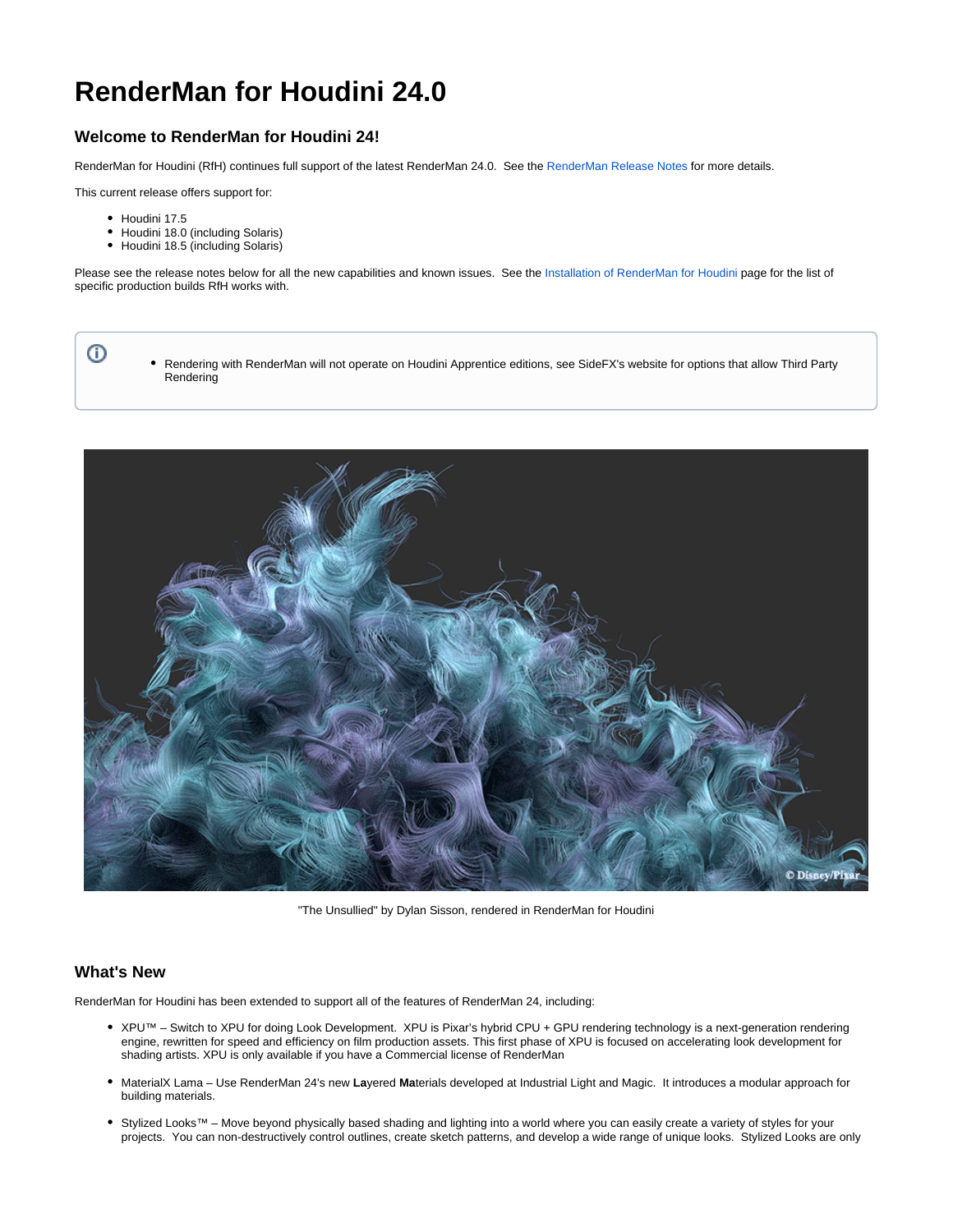# RenderMan for Houdini 24.0

## Welcome to RenderMan for Houdini 24!

RenderMan for Houdini (RfH) continues full support of the latest RenderMan 24.0. See the RenderMan Release Notes for more details.

This current release offers support for:

- Houdini 17.5
- Houdini 18.0 (including Solaris)
- Houdini 18.5 (including Solaris)

Please see the release notes below for all the new capabilities and known issues. See the Installation of RenderMan for Houdini page for the list of specific production builds RfH works with.

- Rendering with RenderMan will not operate on Houdini Apprentice editions, see SideFX's website for options that allow Third Party Rendering

"The Unsullied" by Dylan Sisson, rendered in RenderMan for Houdini

## What's New

RenderMan for Houdini has been extended to support all of the features of RenderMan 24, including:

- XPU™ – Switch to XPU for doing Look Development. XPU is Pixar's hybrid CPU + GPU rendering technology is a next-generation rendering engine, rewritten for speed and efficiency on film production assets. This first phase of XPU is focused on accelerating look development for shading artists. XPU is only available if you have a Commercial license of RenderMan

- MaterialX Lama – Use RenderMan 24's new **La**yered **Ma**terials developed at Industrial Light and Magic. It introduces a modular approach for building materials.

- Stylized Looks™ – Move beyond physically based shading and lighting into a world where you can easily create a variety of styles for your projects. You can non-destructively control outlines, create sketch patterns, and develop a wide range of unique looks. Stylized Looks are only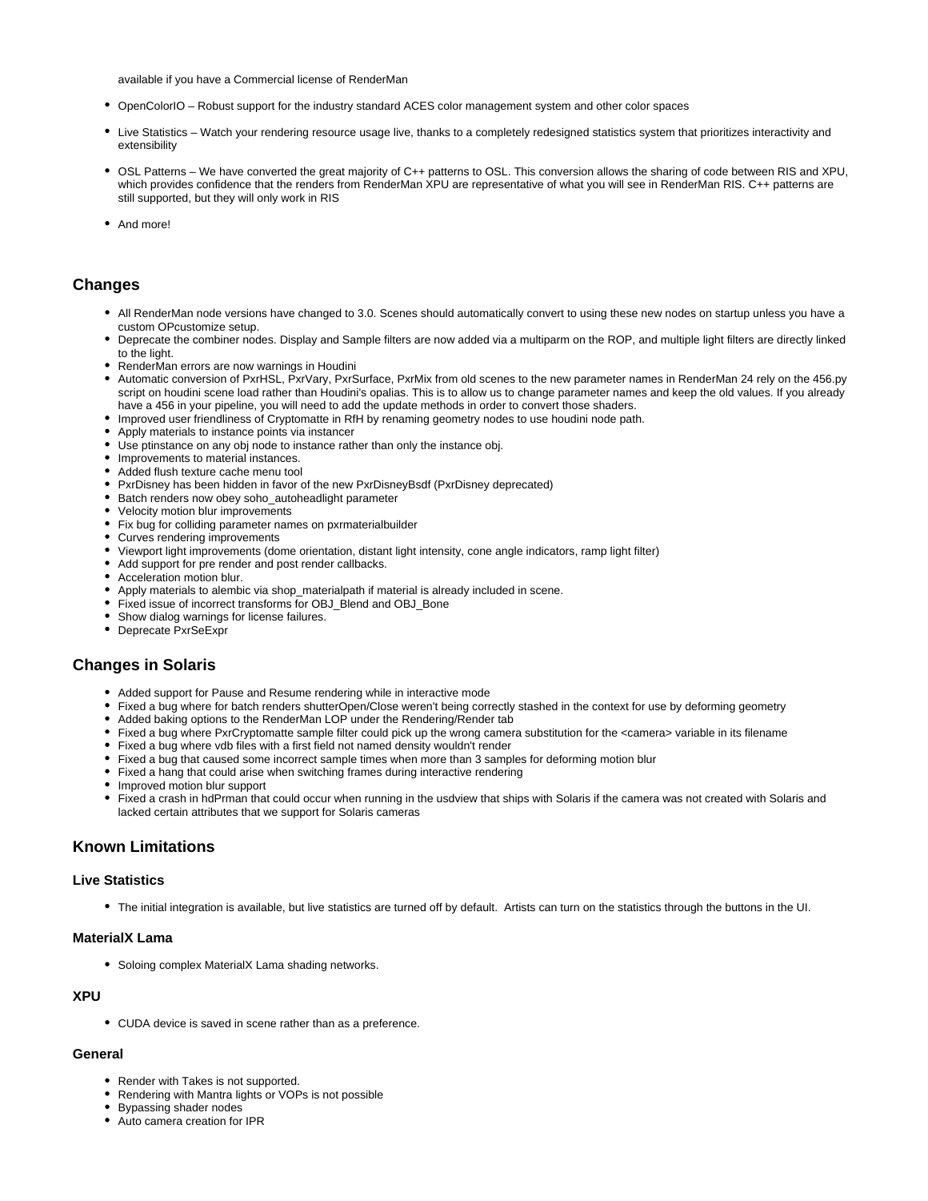available if you have a Commercial license of RenderMan

- OpenColorIO – Robust support for the industry standard ACES color management system and other color spaces
- Live Statistics – Watch your rendering resource usage live, thanks to a completely redesigned statistics system that prioritizes interactivity and extensibility
- OSL Patterns – We have converted the great majority of C++ patterns to OSL. This conversion allows the sharing of code between RIS and XPU, which provides confidence that the renders from RenderMan XPU are representative of what you will see in RenderMan RIS. C++ patterns are still supported, but they will only work in RIS
- And more!

## Changes

- All RenderMan node versions have changed to 3.0. Scenes should automatically convert to using these new nodes on startup unless you have a custom OPcustomize setup.
- Deprecate the combiner nodes. Display and Sample filters are now added via a multiparm on the ROP, and multiple light filters are directly linked to the light.
- RenderMan errors are now warnings in Houdini
- Automatic conversion of PxrHSL, PxrVary, PxrSurface, PxrMix from old scenes to the new parameter names in RenderMan 24 rely on the 456.py script on houdini scene load rather than Houdini's opalias. This is to allow us to change parameter names and keep the old values. If you already have a 456 in your pipeline, you will need to add the update methods in order to convert those shaders.
- Improved user friendliness of Cryptomatte in RfH by renaming geometry nodes to use houdini node path.
- Apply materials to instance points via instancer
- Use ptinstance on any obj node to instance rather than only the instance obj.
- Improvements to material instances.
- Added flush texture cache menu tool
- PxrDisney has been hidden in favor of the new PxrDisneyBsdf (PxrDisney deprecated)
- Batch renders now obey soho_autoheadlight parameter
- Velocity motion blur improvements
- Fix bug for colliding parameter names on pxrmaterialbuilder
- Curves rendering improvements
- Viewport light improvements (dome orientation, distant light intensity, cone angle indicators, ramp light filter)
- Add support for pre render and post render callbacks.
- Acceleration motion blur.
- Apply materials to alembic via shop_materialpath if material is already included in scene.
- Fixed issue of incorrect transforms for OBJ_Blend and OBJ_Bone
- Show dialog warnings for license failures.
- Deprecate PxrSeExpr

## Changes in Solaris

- Added support for Pause and Resume rendering while in interactive mode
- Fixed a bug where for batch renders shutterOpen/Close weren't being correctly stashed in the context for use by deforming geometry
- Added baking options to the RenderMan LOP under the Rendering/Render tab
- Fixed a bug where PxrCryptomatte sample filter could pick up the wrong camera substitution for the <camera> variable in its filename
- Fixed a bug where vdb files with a first field not named density wouldn't render
- Fixed a bug that caused some incorrect sample times when more than 3 samples for deforming motion blur
- Fixed a hang that could arise when switching frames during interactive rendering
- Improved motion blur support
- Fixed a crash in hdPrman that could occur when running in the usdview that ships with Solaris if the camera was not created with Solaris and lacked certain attributes that we support for Solaris cameras

## Known Limitations

### Live Statistics

- The initial integration is available, but live statistics are turned off by default.  Artists can turn on the statistics through the buttons in the UI.

### MaterialX Lama

- Soloing complex MaterialX Lama shading networks.

### XPU

- CUDA device is saved in scene rather than as a preference.

### General

- Render with Takes is not supported.
- Rendering with Mantra lights or VOPs is not possible
- Bypassing shader nodes
- Auto camera creation for IPR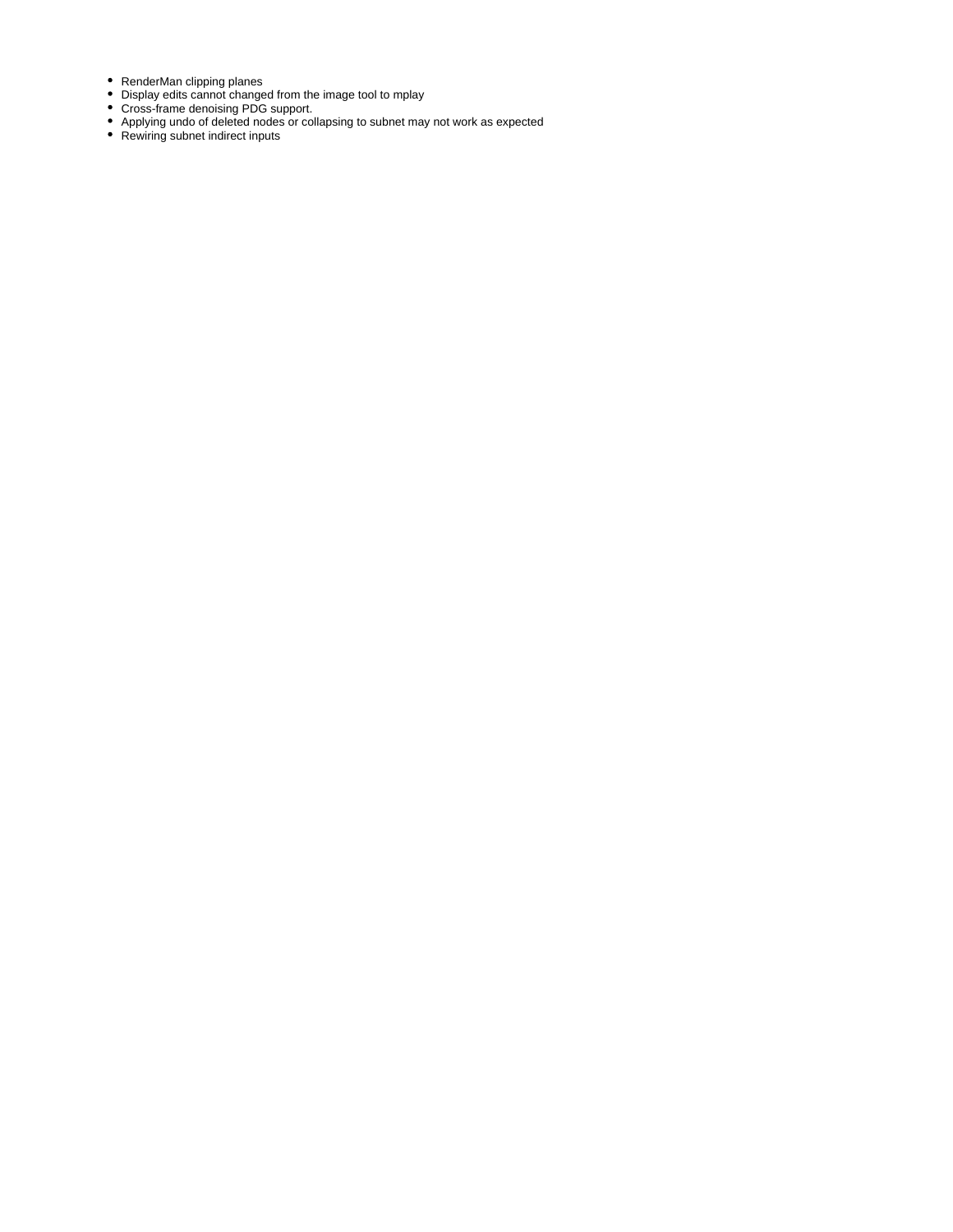- RenderMan clipping planes
- Display edits cannot changed from the image tool to mplay
- Cross-frame denoising PDG support.
- Applying undo of deleted nodes or collapsing to subnet may not work as expected
- Rewiring subnet indirect inputs